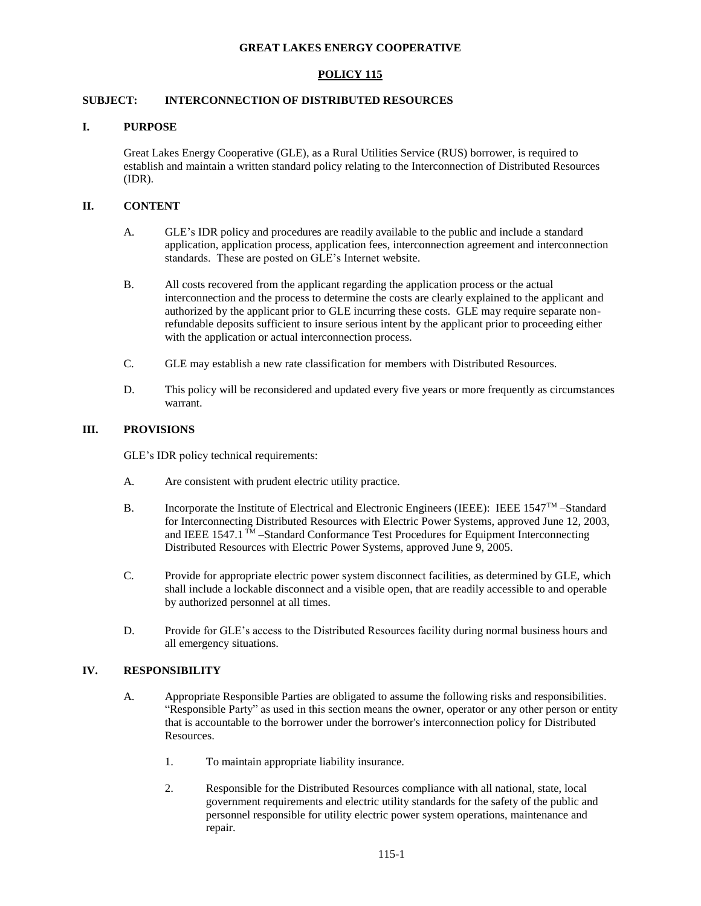**GREAT LAKES ENERGY COOPERATIVE**

**POLICY 115**

**SUBJECT: INTERCONNECTION OF DISTRIBUTED RESOURCES**

## I. PURPOSE

Great Lakes Energy Cooperative (GLE), as a Rural Utilities Service (RUS) borrower, is required to establish and maintain a written standard policy relating to the Interconnection of Distributed Resources (IDR).

## II. CONTENT

A. GLE's IDR policy and procedures are readily available to the public and include a standard application, application process, application fees, interconnection agreement and interconnection standards. These are posted on GLE's Internet website.

B. All costs recovered from the applicant regarding the application process or the actual interconnection and the process to determine the costs are clearly explained to the applicant and authorized by the applicant prior to GLE incurring these costs. GLE may require separate non-refundable deposits sufficient to insure serious intent by the applicant prior to proceeding either with the application or actual interconnection process.

C. GLE may establish a new rate classification for members with Distributed Resources.

D. This policy will be reconsidered and updated every five years or more frequently as circumstances warrant.

## III. PROVISIONS

GLE's IDR policy technical requirements:

A. Are consistent with prudent electric utility practice.

B. Incorporate the Institute of Electrical and Electronic Engineers (IEEE): IEEE 1547™ –Standard for Interconnecting Distributed Resources with Electric Power Systems, approved June 12, 2003, and IEEE 1547.1™ –Standard Conformance Test Procedures for Equipment Interconnecting Distributed Resources with Electric Power Systems, approved June 9, 2005.

C. Provide for appropriate electric power system disconnect facilities, as determined by GLE, which shall include a lockable disconnect and a visible open, that are readily accessible to and operable by authorized personnel at all times.

D. Provide for GLE's access to the Distributed Resources facility during normal business hours and all emergency situations.

## IV. RESPONSIBILITY

A. Appropriate Responsible Parties are obligated to assume the following risks and responsibilities. "Responsible Party" as used in this section means the owner, operator or any other person or entity that is accountable to the borrower under the borrower's interconnection policy for Distributed Resources.

1. To maintain appropriate liability insurance.

2. Responsible for the Distributed Resources compliance with all national, state, local government requirements and electric utility standards for the safety of the public and personnel responsible for utility electric power system operations, maintenance and repair.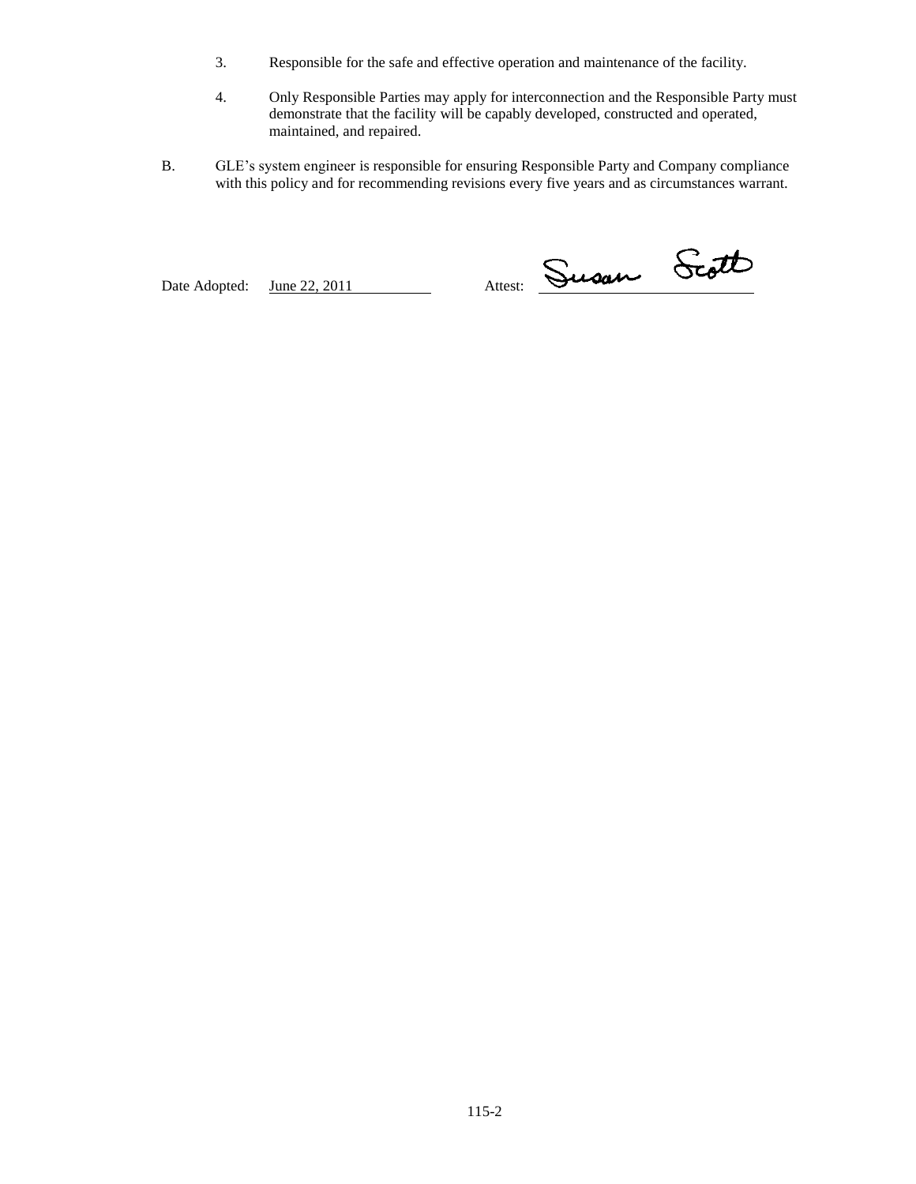3. Responsible for the safe and effective operation and maintenance of the facility.

4. Only Responsible Parties may apply for interconnection and the Responsible Party must demonstrate that the facility will be capably developed, constructed and operated, maintained, and repaired.

B. GLE's system engineer is responsible for ensuring Responsible Party and Company compliance with this policy and for recommending revisions every five years and as circumstances warrant.

Date Adopted: June 22, 2011 Attest: Susan Scott